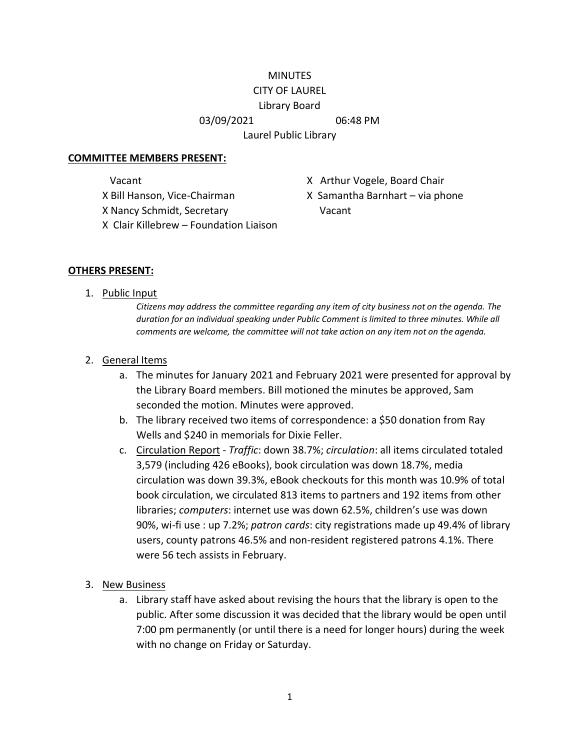MINUTES

CITY OF LAUREL

Library Board

03/09/2021 06:48 PM

Laurel Public Library

**COMMITTEE MEMBERS PRESENT:**

Vacant

X Bill Hanson, Vice-Chairman

X Nancy Schmidt, Secretary

X Clair Killebrew – Foundation Liaison

X Arthur Vogele, Board Chair

X Samantha Barnhart – via phone

Vacant

**OTHERS PRESENT:**

1. Public Input

   *Citizens may address the committee regarding any item of city business not on the agenda. The duration for an individual speaking under Public Comment is limited to three minutes. While all comments are welcome, the committee will not take action on any item not on the agenda.*

2. General Items
   a. The minutes for January 2021 and February 2021 were presented for approval by the Library Board members. Bill motioned the minutes be approved, Sam seconded the motion. Minutes were approved.
   b. The library received two items of correspondence: a $50 donation from Ray Wells and $240 in memorials for Dixie Feller.
   c. Circulation Report - *Traffic*: down 38.7%; *circulation*: all items circulated totaled 3,579 (including 426 eBooks), book circulation was down 18.7%, media circulation was down 39.3%, eBook checkouts for this month was 10.9% of total book circulation, we circulated 813 items to partners and 192 items from other libraries; *computers*: internet use was down 62.5%, children's use was down 90%, wi-fi use : up 7.2%; *patron cards*: city registrations made up 49.4% of library users, county patrons 46.5% and non-resident registered patrons 4.1%. There were 56 tech assists in February.

3. New Business
   a. Library staff have asked about revising the hours that the library is open to the public. After some discussion it was decided that the library would be open until 7:00 pm permanently (or until there is a need for longer hours) during the week with no change on Friday or Saturday.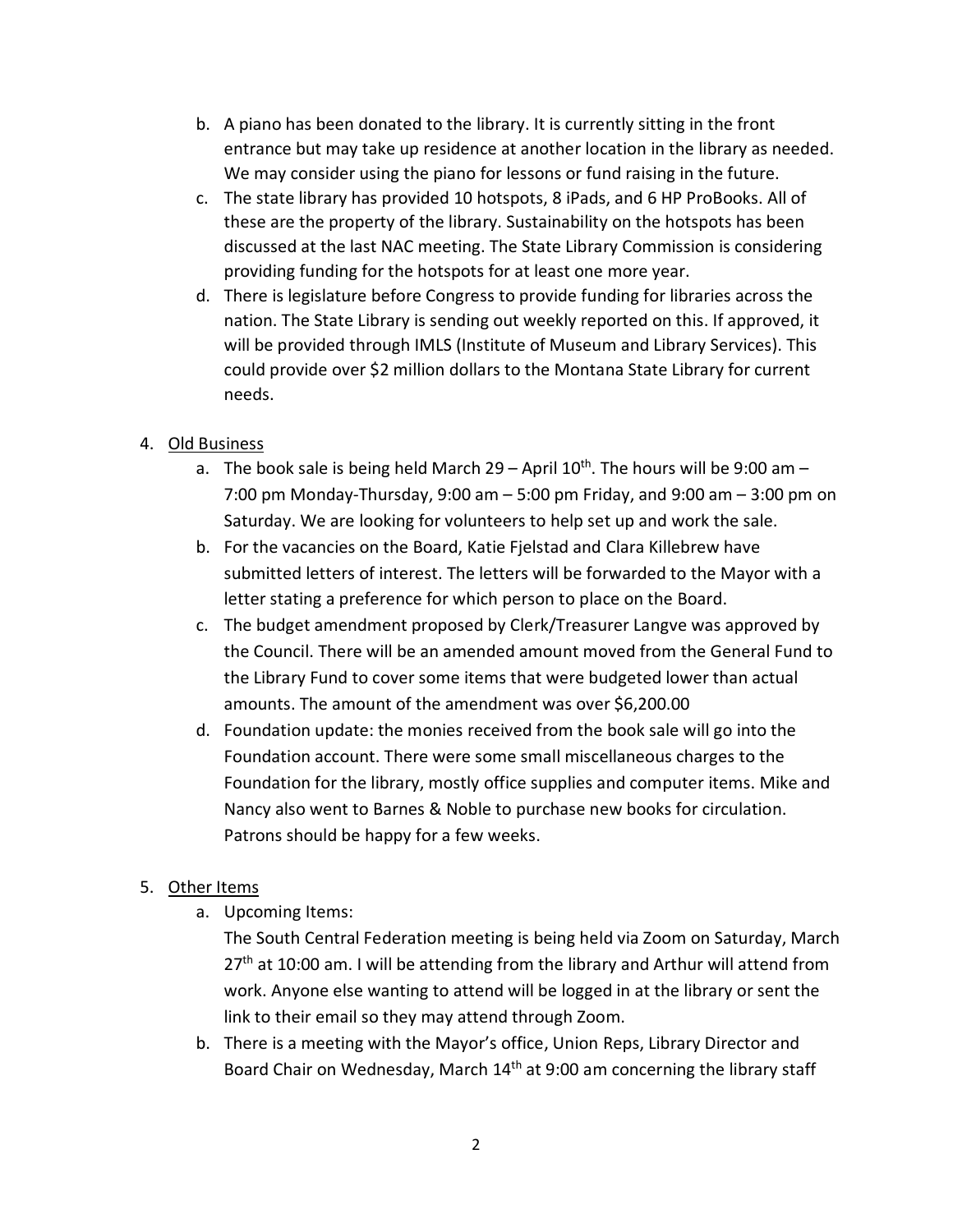b. A piano has been donated to the library. It is currently sitting in the front entrance but may take up residence at another location in the library as needed. We may consider using the piano for lessons or fund raising in the future.
c. The state library has provided 10 hotspots, 8 iPads, and 6 HP ProBooks. All of these are the property of the library. Sustainability on the hotspots has been discussed at the last NAC meeting. The State Library Commission is considering providing funding for the hotspots for at least one more year.
d. There is legislature before Congress to provide funding for libraries across the nation. The State Library is sending out weekly reported on this. If approved, it will be provided through IMLS (Institute of Museum and Library Services). This could provide over $2 million dollars to the Montana State Library for current needs.

4. <u>Old Business</u>
   a. The book sale is being held March 29 – April 10th. The hours will be 9:00 am – 7:00 pm Monday-Thursday, 9:00 am – 5:00 pm Friday, and 9:00 am – 3:00 pm on Saturday. We are looking for volunteers to help set up and work the sale.
   b. For the vacancies on the Board, Katie Fjelstad and Clara Killebrew have submitted letters of interest. The letters will be forwarded to the Mayor with a letter stating a preference for which person to place on the Board.
   c. The budget amendment proposed by Clerk/Treasurer Langve was approved by the Council. There will be an amended amount moved from the General Fund to the Library Fund to cover some items that were budgeted lower than actual amounts. The amount of the amendment was over $6,200.00
   d. Foundation update: the monies received from the book sale will go into the Foundation account. There were some small miscellaneous charges to the Foundation for the library, mostly office supplies and computer items. Mike and Nancy also went to Barnes & Noble to purchase new books for circulation. Patrons should be happy for a few weeks.

5. <u>Other Items</u>
   a. Upcoming Items:
      The South Central Federation meeting is being held via Zoom on Saturday, March 27th at 10:00 am. I will be attending from the library and Arthur will attend from work. Anyone else wanting to attend will be logged in at the library or sent the link to their email so they may attend through Zoom.
   b. There is a meeting with the Mayor's office, Union Reps, Library Director and Board Chair on Wednesday, March 14th at 9:00 am concerning the library staff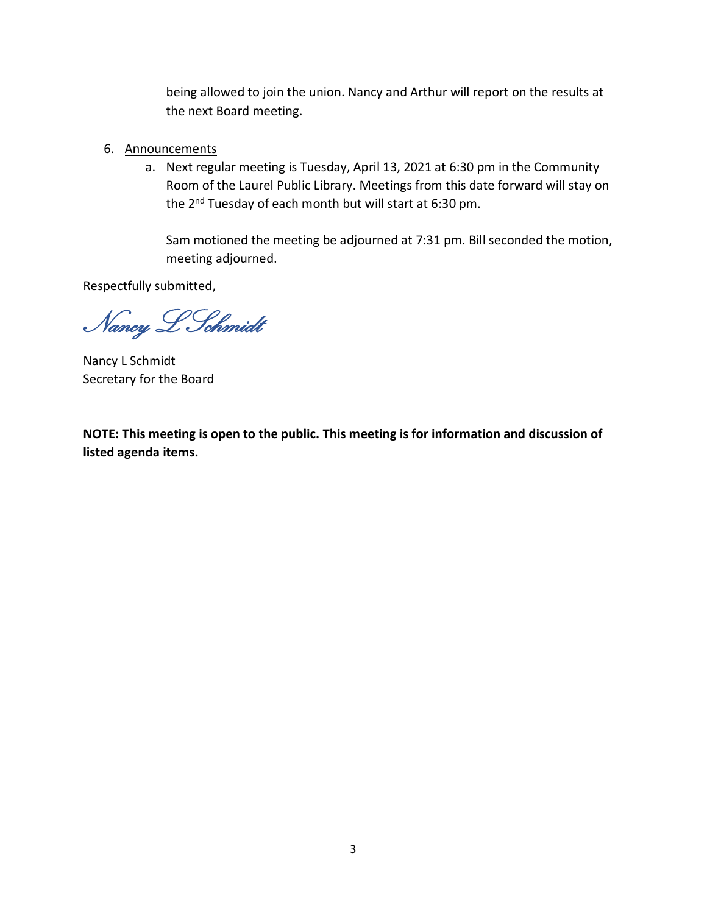being allowed to join the union. Nancy and Arthur will report on the results at the next Board meeting.

6. Announcements
   a. Next regular meeting is Tuesday, April 13, 2021 at 6:30 pm in the Community Room of the Laurel Public Library. Meetings from this date forward will stay on the 2nd Tuesday of each month but will start at 6:30 pm.

      Sam motioned the meeting be adjourned at 7:31 pm. Bill seconded the motion, meeting adjourned.

Respectfully submitted,

*Nancy L Schmidt*

Nancy L Schmidt
Secretary for the Board

**NOTE: This meeting is open to the public. This meeting is for information and discussion of listed agenda items.**